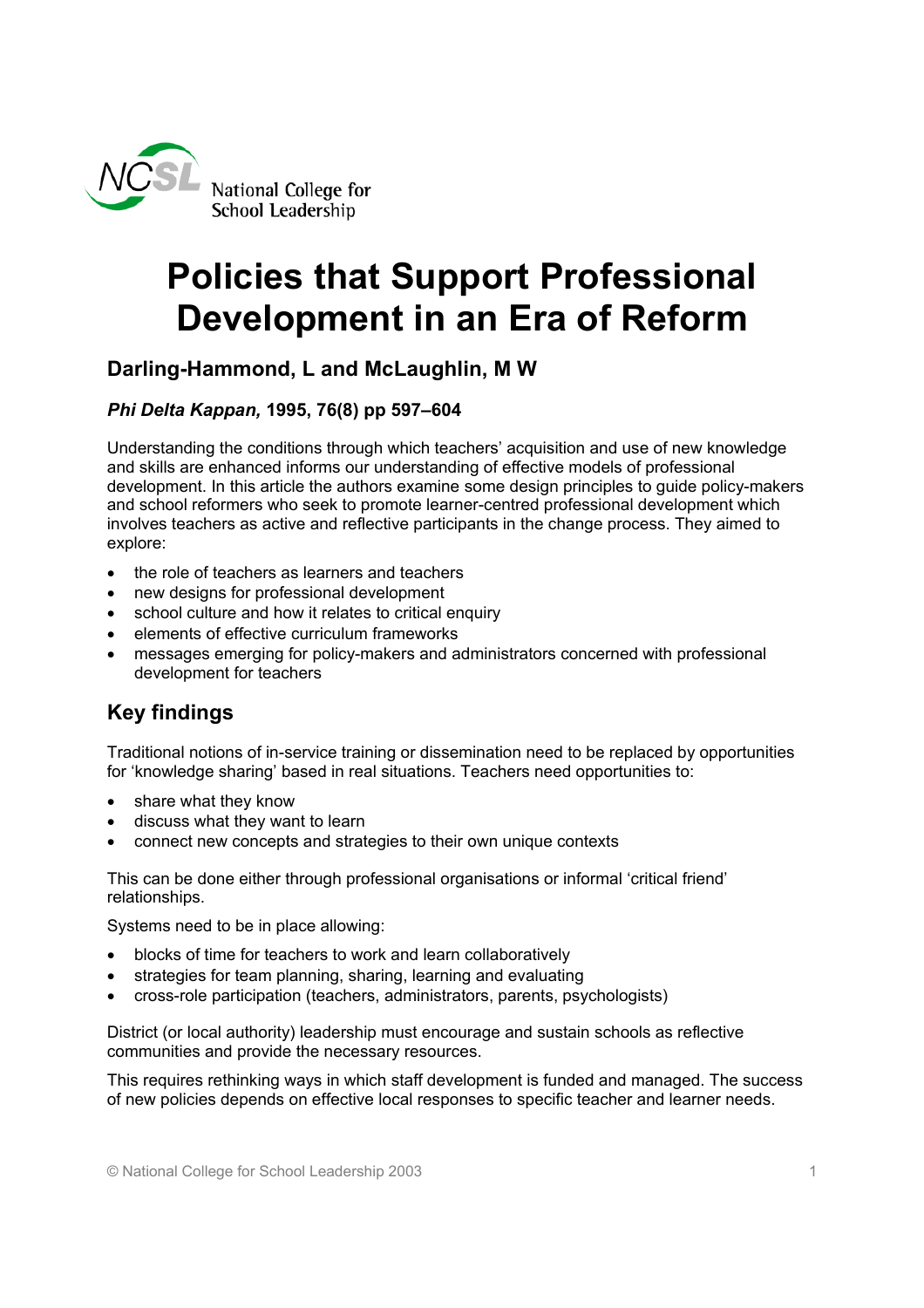# Policies that Support Professional Development in an Era of Reform

## Darling-Hammond, L and McLaughlin, M W

***Phi Delta Kappan,* 1995, 76(8) pp 597–604**

Understanding the conditions through which teachers' acquisition and use of new knowledge and skills are enhanced informs our understanding of effective models of professional development. In this article the authors examine some design principles to guide policy-makers and school reformers who seek to promote learner-centred professional development which involves teachers as active and reflective participants in the change process. They aimed to explore:

- the role of teachers as learners and teachers
- new designs for professional development
- school culture and how it relates to critical enquiry
- elements of effective curriculum frameworks
- messages emerging for policy-makers and administrators concerned with professional development for teachers

## Key findings

Traditional notions of in-service training or dissemination need to be replaced by opportunities for 'knowledge sharing' based in real situations. Teachers need opportunities to:

- share what they know
- discuss what they want to learn
- connect new concepts and strategies to their own unique contexts

This can be done either through professional organisations or informal 'critical friend' relationships.

Systems need to be in place allowing:

- blocks of time for teachers to work and learn collaboratively
- strategies for team planning, sharing, learning and evaluating
- cross-role participation (teachers, administrators, parents, psychologists)

District (or local authority) leadership must encourage and sustain schools as reflective communities and provide the necessary resources.

This requires rethinking ways in which staff development is funded and managed. The success of new policies depends on effective local responses to specific teacher and learner needs.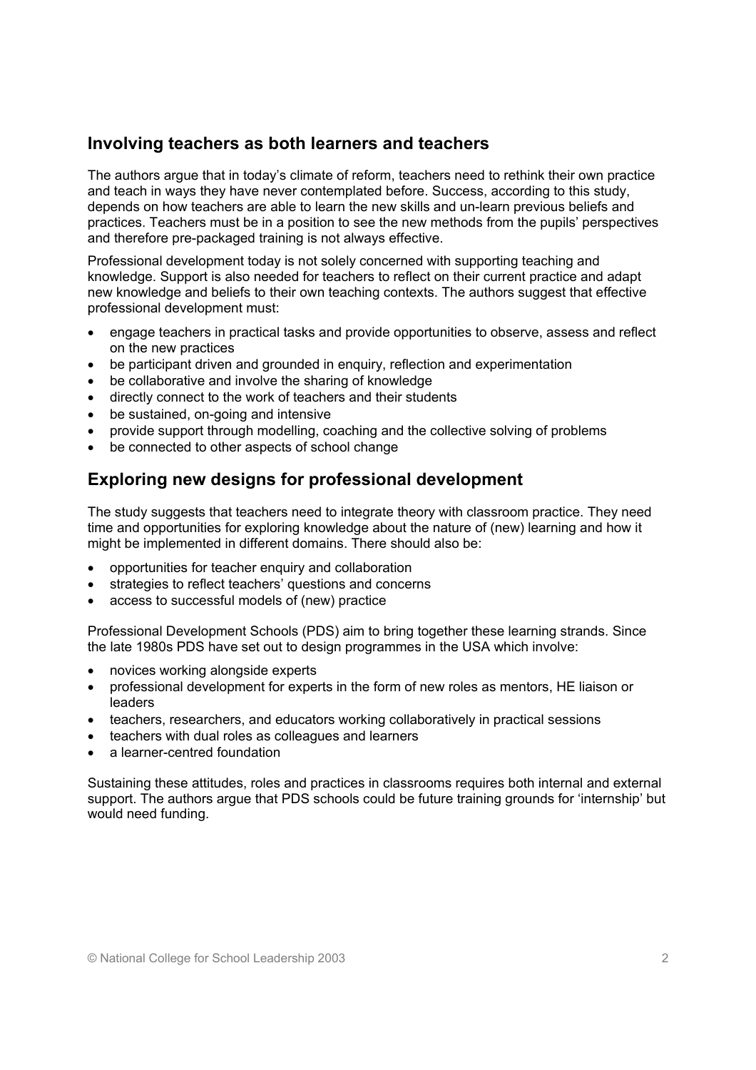## Involving teachers as both learners and teachers

The authors argue that in today's climate of reform, teachers need to rethink their own practice and teach in ways they have never contemplated before. Success, according to this study, depends on how teachers are able to learn the new skills and un-learn previous beliefs and practices. Teachers must be in a position to see the new methods from the pupils' perspectives and therefore pre-packaged training is not always effective.

Professional development today is not solely concerned with supporting teaching and knowledge. Support is also needed for teachers to reflect on their current practice and adapt new knowledge and beliefs to their own teaching contexts. The authors suggest that effective professional development must:

- engage teachers in practical tasks and provide opportunities to observe, assess and reflect on the new practices
- be participant driven and grounded in enquiry, reflection and experimentation
- be collaborative and involve the sharing of knowledge
- directly connect to the work of teachers and their students
- be sustained, on-going and intensive
- provide support through modelling, coaching and the collective solving of problems
- be connected to other aspects of school change

## Exploring new designs for professional development

The study suggests that teachers need to integrate theory with classroom practice. They need time and opportunities for exploring knowledge about the nature of (new) learning and how it might be implemented in different domains. There should also be:

- opportunities for teacher enquiry and collaboration
- strategies to reflect teachers' questions and concerns
- access to successful models of (new) practice

Professional Development Schools (PDS) aim to bring together these learning strands. Since the late 1980s PDS have set out to design programmes in the USA which involve:

- novices working alongside experts
- professional development for experts in the form of new roles as mentors, HE liaison or leaders
- teachers, researchers, and educators working collaboratively in practical sessions
- teachers with dual roles as colleagues and learners
- a learner-centred foundation

Sustaining these attitudes, roles and practices in classrooms requires both internal and external support. The authors argue that PDS schools could be future training grounds for 'internship' but would need funding.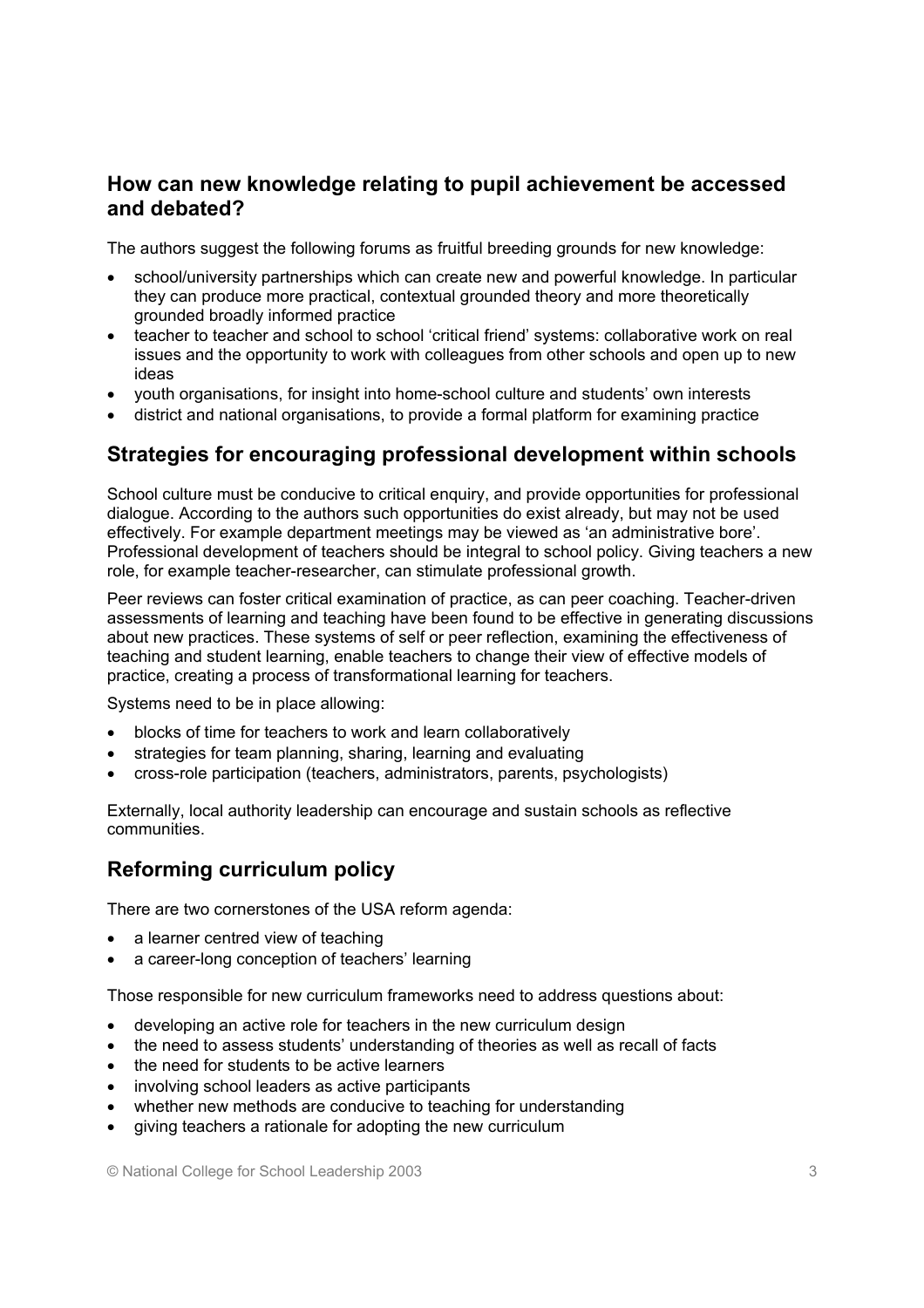## How can new knowledge relating to pupil achievement be accessed and debated?

The authors suggest the following forums as fruitful breeding grounds for new knowledge:

- school/university partnerships which can create new and powerful knowledge. In particular they can produce more practical, contextual grounded theory and more theoretically grounded broadly informed practice
- teacher to teacher and school to school 'critical friend' systems: collaborative work on real issues and the opportunity to work with colleagues from other schools and open up to new ideas
- youth organisations, for insight into home-school culture and students' own interests
- district and national organisations, to provide a formal platform for examining practice

## Strategies for encouraging professional development within schools

School culture must be conducive to critical enquiry, and provide opportunities for professional dialogue. According to the authors such opportunities do exist already, but may not be used effectively. For example department meetings may be viewed as 'an administrative bore'. Professional development of teachers should be integral to school policy. Giving teachers a new role, for example teacher-researcher, can stimulate professional growth.

Peer reviews can foster critical examination of practice, as can peer coaching. Teacher-driven assessments of learning and teaching have been found to be effective in generating discussions about new practices. These systems of self or peer reflection, examining the effectiveness of teaching and student learning, enable teachers to change their view of effective models of practice, creating a process of transformational learning for teachers.

Systems need to be in place allowing:

- blocks of time for teachers to work and learn collaboratively
- strategies for team planning, sharing, learning and evaluating
- cross-role participation (teachers, administrators, parents, psychologists)

Externally, local authority leadership can encourage and sustain schools as reflective communities.

## Reforming curriculum policy

There are two cornerstones of the USA reform agenda:

- a learner centred view of teaching
- a career-long conception of teachers' learning

Those responsible for new curriculum frameworks need to address questions about:

- developing an active role for teachers in the new curriculum design
- the need to assess students' understanding of theories as well as recall of facts
- the need for students to be active learners
- involving school leaders as active participants
- whether new methods are conducive to teaching for understanding
- giving teachers a rationale for adopting the new curriculum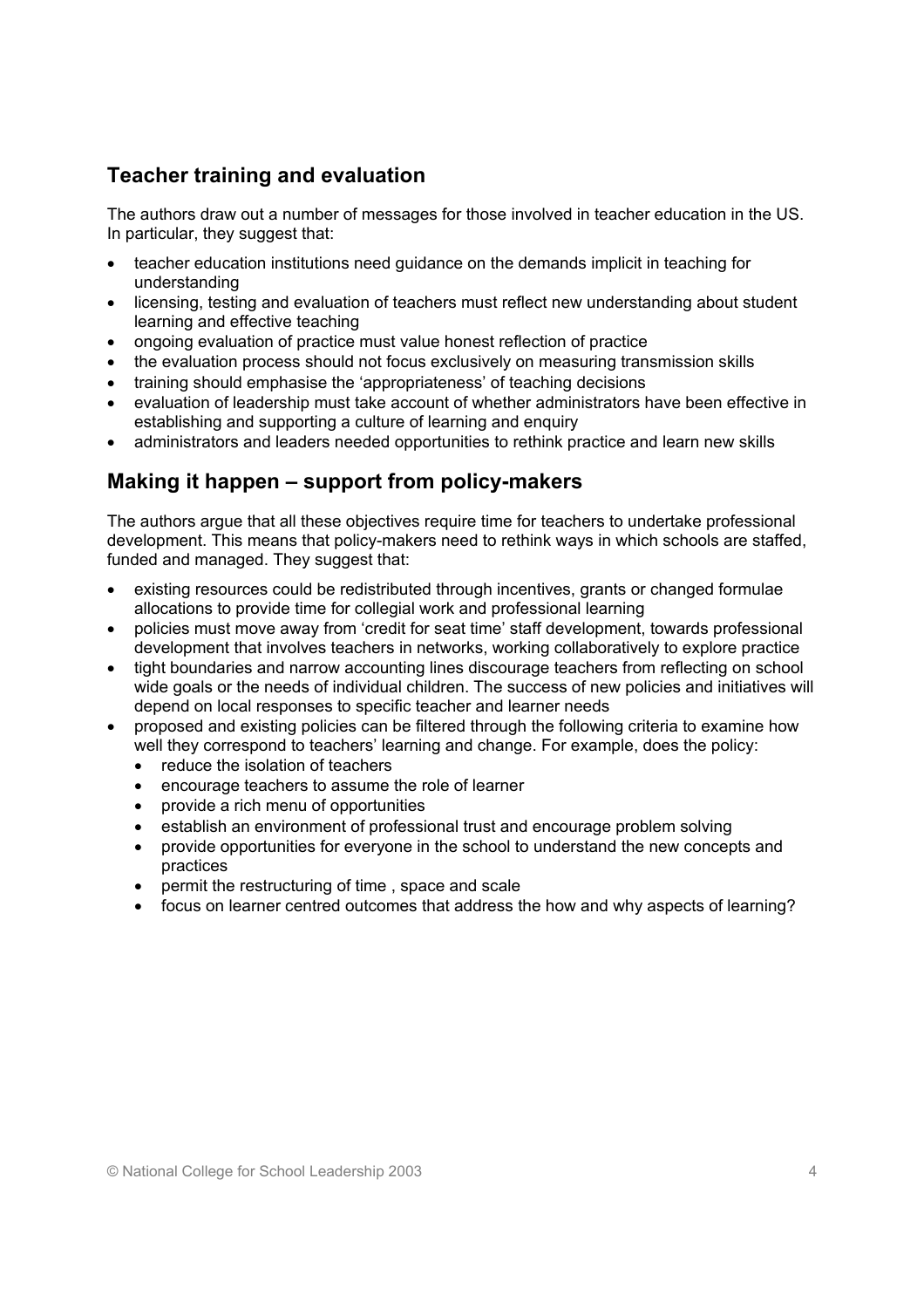## Teacher training and evaluation

The authors draw out a number of messages for those involved in teacher education in the US. In particular, they suggest that:

- teacher education institutions need guidance on the demands implicit in teaching for understanding
- licensing, testing and evaluation of teachers must reflect new understanding about student learning and effective teaching
- ongoing evaluation of practice must value honest reflection of practice
- the evaluation process should not focus exclusively on measuring transmission skills
- training should emphasise the 'appropriateness' of teaching decisions
- evaluation of leadership must take account of whether administrators have been effective in establishing and supporting a culture of learning and enquiry
- administrators and leaders needed opportunities to rethink practice and learn new skills

## Making it happen – support from policy-makers

The authors argue that all these objectives require time for teachers to undertake professional development. This means that policy-makers need to rethink ways in which schools are staffed, funded and managed. They suggest that:

- existing resources could be redistributed through incentives, grants or changed formulae allocations to provide time for collegial work and professional learning
- policies must move away from 'credit for seat time' staff development, towards professional development that involves teachers in networks, working collaboratively to explore practice
- tight boundaries and narrow accounting lines discourage teachers from reflecting on school wide goals or the needs of individual children. The success of new policies and initiatives will depend on local responses to specific teacher and learner needs
- proposed and existing policies can be filtered through the following criteria to examine how well they correspond to teachers' learning and change. For example, does the policy:
    - reduce the isolation of teachers
    - encourage teachers to assume the role of learner
    - provide a rich menu of opportunities
    - establish an environment of professional trust and encourage problem solving
    - provide opportunities for everyone in the school to understand the new concepts and practices
    - permit the restructuring of time , space and scale
    - focus on learner centred outcomes that address the how and why aspects of learning?

© National College for School Leadership 2003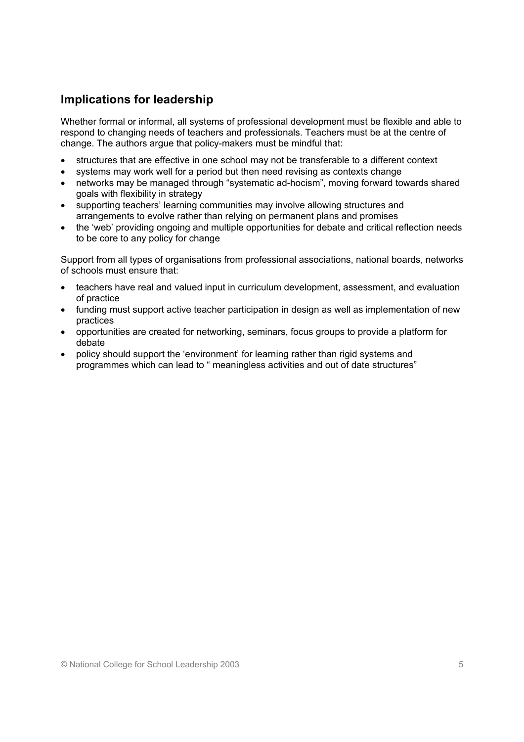## Implications for leadership

Whether formal or informal, all systems of professional development must be flexible and able to respond to changing needs of teachers and professionals. Teachers must be at the centre of change. The authors argue that policy-makers must be mindful that:

- structures that are effective in one school may not be transferable to a different context
- systems may work well for a period but then need revising as contexts change
- networks may be managed through "systematic ad-hocism", moving forward towards shared goals with flexibility in strategy
- supporting teachers' learning communities may involve allowing structures and arrangements to evolve rather than relying on permanent plans and promises
- the 'web' providing ongoing and multiple opportunities for debate and critical reflection needs to be core to any policy for change

Support from all types of organisations from professional associations, national boards, networks of schools must ensure that:

- teachers have real and valued input in curriculum development, assessment, and evaluation of practice
- funding must support active teacher participation in design as well as implementation of new practices
- opportunities are created for networking, seminars, focus groups to provide a platform for debate
- policy should support the 'environment' for learning rather than rigid systems and programmes which can lead to " meaningless activities and out of date structures"

© National College for School Leadership 2003